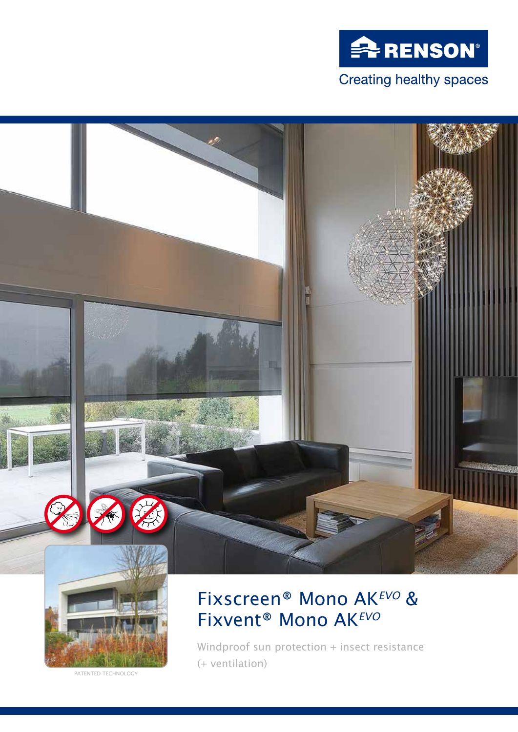RENSON®

Creating healthy spaces

PATENTED TECHNOLOGY

# Fixscreen® Mono AK*EVO* & Fixvent® Mono AK*EVO*

Windproof sun protection + insect resistance (+ ventilation)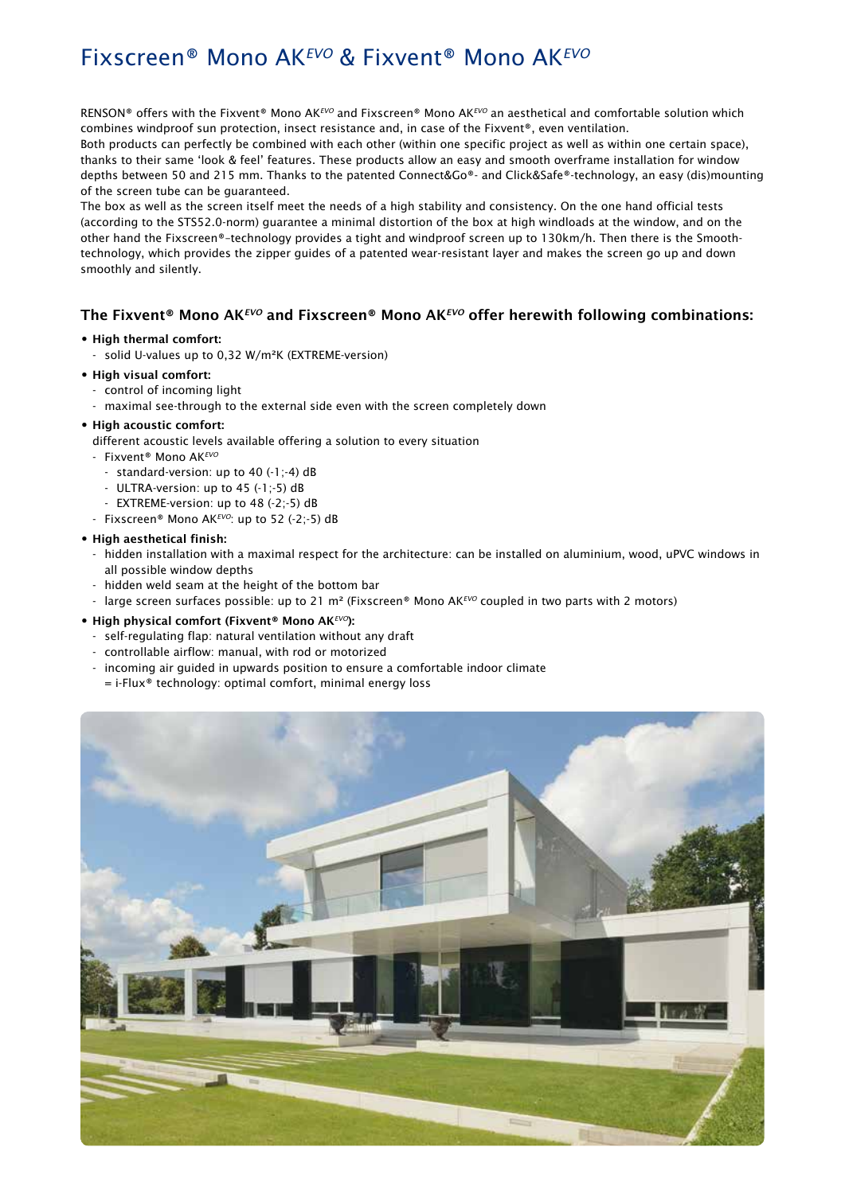# Fixscreen® Mono AK$^{EVO}$ & Fixvent® Mono AK$^{EVO}$

RENSON® offers with the Fixvent® Mono AK$^{EVO}$ and Fixscreen® Mono AK$^{EVO}$ an aesthetical and comfortable solution which combines windproof sun protection, insect resistance and, in case of the Fixvent®, even ventilation.
Both products can perfectly be combined with each other (within one specific project as well as within one certain space), thanks to their same 'look & feel' features. These products allow an easy and smooth overframe installation for window depths between 50 and 215 mm. Thanks to the patented Connect&Go®- and Click&Safe®-technology, an easy (dis)mounting of the screen tube can be guaranteed.
The box as well as the screen itself meet the needs of a high stability and consistency. On the one hand official tests (according to the STS52.0-norm) guarantee a minimal distortion of the box at high windloads at the window, and on the other hand the Fixscreen®-technology provides a tight and windproof screen up to 130km/h. Then there is the Smooth-technology, which provides the zipper guides of a patented wear-resistant layer and makes the screen go up and down smoothly and silently.

### The Fixvent® Mono AK$^{EVO}$ and Fixscreen® Mono AK$^{EVO}$ offer herewith following combinations:

- **High thermal comfort:**
  - solid U-values up to 0,32 W/m²K (EXTREME-version)
- **High visual comfort:**
  - control of incoming light
  - maximal see-through to the external side even with the screen completely down
- **High acoustic comfort:**
  different acoustic levels available offering a solution to every situation
  - Fixvent® Mono AK$^{EVO}$
    - standard-version: up to 40 (-1;-4) dB
    - ULTRA-version: up to 45 (-1;-5) dB
    - EXTREME-version: up to 48 (-2;-5) dB
  - Fixscreen® Mono AK$^{EVO}$: up to 52 (-2;-5) dB
- **High aesthetical finish:**
  - hidden installation with a maximal respect for the architecture: can be installed on aluminium, wood, uPVC windows in all possible window depths
  - hidden weld seam at the height of the bottom bar
  - large screen surfaces possible: up to 21 m² (Fixscreen® Mono AK$^{EVO}$ coupled in two parts with 2 motors)
- **High physical comfort (Fixvent® Mono AK$^{EVO}$):**
  - self-regulating flap: natural ventilation without any draft
  - controllable airflow: manual, with rod or motorized
  - incoming air guided in upwards position to ensure a comfortable indoor climate
    = i-Flux® technology: optimal comfort, minimal energy loss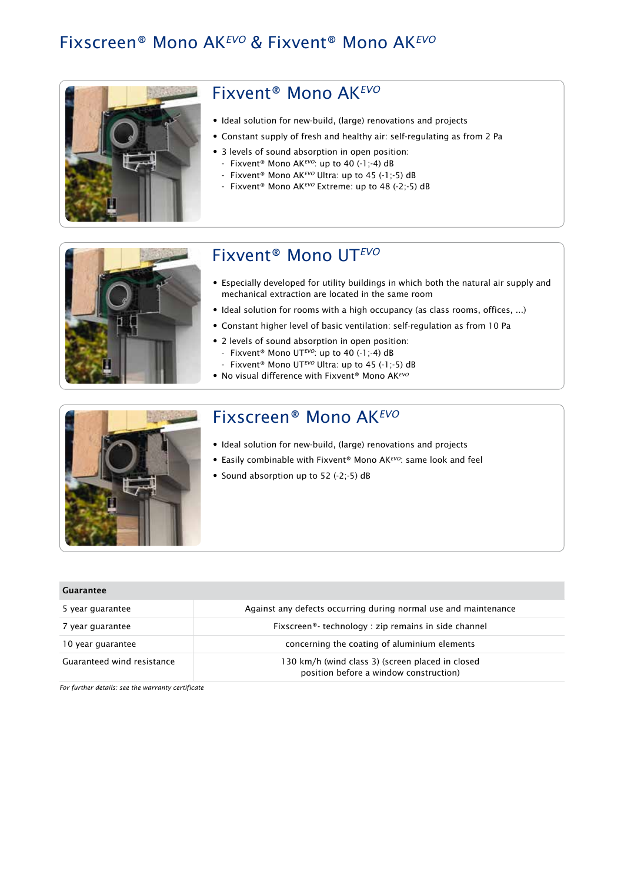# Fixscreen® Mono AK$^{EVO}$ & Fixvent® Mono AK$^{EVO}$

## Fixvent® Mono AK$^{EVO}$

- Ideal solution for new-build, (large) renovations and projects
- Constant supply of fresh and healthy air: self-regulating as from 2 Pa
- 3 levels of sound absorption in open position:
  - Fixvent® Mono AK$^{EVO}$: up to 40 (-1;-4) dB
  - Fixvent® Mono AK$^{EVO}$ Ultra: up to 45 (-1;-5) dB
  - Fixvent® Mono AK$^{EVO}$ Extreme: up to 48 (-2;-5) dB

## Fixvent® Mono UT$^{EVO}$

- Especially developed for utility buildings in which both the natural air supply and mechanical extraction are located in the same room
- Ideal solution for rooms with a high occupancy (as class rooms, offices, ...)
- Constant higher level of basic ventilation: self-regulation as from 10 Pa
- 2 levels of sound absorption in open position:
  - Fixvent® Mono UT$^{EVO}$: up to 40 (-1;-4) dB
  - Fixvent® Mono UT$^{EVO}$ Ultra: up to 45 (-1;-5) dB
- No visual difference with Fixvent® Mono AK$^{EVO}$

## Fixscreen® Mono AK$^{EVO}$

- Ideal solution for new-build, (large) renovations and projects
- Easily combinable with Fixvent® Mono AK$^{EVO}$: same look and feel
- Sound absorption up to 52 (-2;-5) dB

| Guarantee | |
|---|---|
| 5 year guarantee | Against any defects occurring during normal use and maintenance |
| 7 year guarantee | Fixscreen®- technology : zip remains in side channel |
| 10 year guarantee | concerning the coating of aluminium elements |
| Guaranteed wind resistance | 130 km/h (wind class 3) (screen placed in closed position before a window construction) |

*For further details: see the warranty certificate*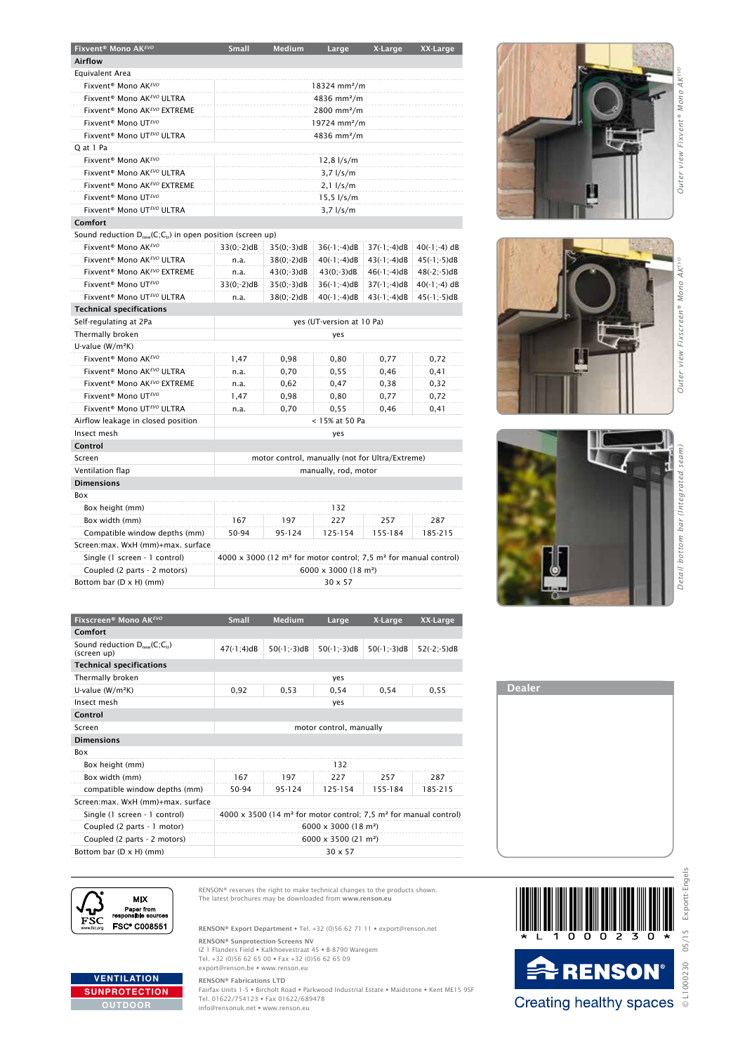| Fixvent® Mono AK$^{EVO}$ | Small | Medium | Large | X-Large | XX-Large |
|---|---|---|---|---|---|
| **Airflow** | | | | | |
| Equivalent Area | | | | | |
| Fixvent® Mono AK$^{EVO}$ | | | 18324 mm²/m | | |
| Fixvent® Mono AK$^{EVO}$ ULTRA | | | 4836 mm²/m | | |
| Fixvent® Mono AK$^{EVO}$ EXTREME | | | 2800 mm²/m | | |
| Fixvent® Mono UT$^{EVO}$ | | | 19724 mm²/m | | |
| Fixvent® Mono UT$^{EVO}$ ULTRA | | | 4836 mm²/m | | |
| Q at 1 Pa | | | | | |
| Fixvent® Mono AK$^{EVO}$ | | | 12,8 l/s/m | | |
| Fixvent® Mono AK$^{EVO}$ ULTRA | | | 3,7 l/s/m | | |
| Fixvent® Mono AK$^{EVO}$ EXTREME | | | 2,1 l/s/m | | |
| Fixvent® Mono UT$^{EVO}$ | | | 15,5 l/s/m | | |
| Fixvent® Mono UT$^{EVO}$ ULTRA | | | 3,7 l/s/m | | |
| **Comfort** | | | | | |
| Sound reduction $D_{new}(C;C_{tr})$ in open position (screen up) | | | | | |
| Fixvent® Mono AK$^{EVO}$ | 33(0;-2)dB | 35(0;-3)dB | 36(-1;-4)dB | 37(-1;-4)dB | 40(-1;-4) dB |
| Fixvent® Mono AK$^{EVO}$ ULTRA | n.a. | 38(0;-2)dB | 40(-1;-4)dB | 43(-1;-4)dB | 45(-1;-5)dB |
| Fixvent® Mono AK$^{EVO}$ EXTREME | n.a. | 43(0;-3)dB | 43(0;-3)dB | 46(-1;-4)dB | 48(-2;-5)dB |
| Fixvent® Mono UT$^{EVO}$ | 33(0;-2)dB | 35(0;-3)dB | 36(-1;-4)dB | 37(-1;-4)dB | 40(-1;-4) dB |
| Fixvent® Mono UT$^{EVO}$ ULTRA | n.a. | 38(0;-2)dB | 40(-1;-4)dB | 43(-1;-4)dB | 45(-1;-5)dB |
| **Technical specifications** | | | | | |
| Self-regulating at 2Pa | | | yes (UT-version at 10 Pa) | | |
| Thermally broken | | | yes | | |
| U-value (W/m²K) | | | | | |
| Fixvent® Mono AK$^{EVO}$ | 1,47 | 0,98 | 0,80 | 0,77 | 0,72 |
| Fixvent® Mono AK$^{EVO}$ ULTRA | n.a. | 0,70 | 0,55 | 0,46 | 0,41 |
| Fixvent® Mono AK$^{EVO}$ EXTREME | n.a. | 0,62 | 0,47 | 0,38 | 0,32 |
| Fixvent® Mono UT$^{EVO}$ | 1,47 | 0,98 | 0,80 | 0,77 | 0,72 |
| Fixvent® Mono UT$^{EVO}$ ULTRA | n.a. | 0,70 | 0,55 | 0,46 | 0,41 |
| Airflow leakage in closed position | | | < 15% at 50 Pa | | |
| Insect mesh | | | yes | | |
| **Control** | | | | | |
| Screen | | | motor control, manually (not for Ultra/Extreme) | | |
| Ventilation flap | | | manually, rod, motor | | |
| **Dimensions** | | | | | |
| Box | | | | | |
| Box height (mm) | | | 132 | | |
| Box width (mm) | 167 | 197 | 227 | 257 | 287 |
| Compatible window depths (mm) | 50-94 | 95-124 | 125-154 | 155-184 | 185-215 |
| Screen:max. WxH (mm)+max. surface | | | | | |
| Single (1 screen - 1 control) | | | 4000 x 3000 (12 m² for motor control; 7,5 m² for manual control) | | |
| Coupled (2 parts - 2 motors) | | | 6000 x 3000 (18 m²) | | |
| Bottom bar (D x H) (mm) | | | 30 x 57 | | |

*Outer view Fixvent® Mono AK$^{EVO}$*

*Outer view Fixscreen® Mono AK$^{EVO}$*

*Detail bottom bar (integrated seam)*

| Fixscreen® Mono AK$^{EVO}$ | Small | Medium | Large | X-Large | XX-Large |
|---|---|---|---|---|---|
| **Comfort** | | | | | |
| Sound reduction $D_{new}(C;C_{tr})$ (screen up) | 47(-1;4)dB | 50(-1;-3)dB | 50(-1;-3)dB | 50(-1;-3)dB | 52(-2;-5)dB |
| **Technical specifications** | | | | | |
| Thermally broken | | | yes | | |
| U-value (W/m²K) | 0,92 | 0,53 | 0,54 | 0,54 | 0,55 |
| Insect mesh | | | yes | | |
| **Control** | | | | | |
| Screen | | | motor control, manually | | |
| **Dimensions** | | | | | |
| Box | | | | | |
| Box height (mm) | | | 132 | | |
| Box width (mm) | 167 | 197 | 227 | 257 | 287 |
| compatible window depths (mm) | 50-94 | 95-124 | 125-154 | 155-184 | 185-215 |
| Screen:max. WxH (mm)+max. surface | | | | | |
| Single (1 screen - 1 control) | | | 4000 x 3500 (14 m² for motor control; 7,5 m² for manual control) | | |
| Coupled (2 parts - 1 motor) | | | 6000 x 3000 (18 m²) | | |
| Coupled (2 parts - 2 motors) | | | 6000 x 3500 (21 m²) | | |
| Bottom bar (D x H) (mm) | | | 30 x 57 | | |

**Dealer**

MIX
Paper from responsible sources
FSC® C008551

RENSON® reserves the right to make technical changes to the products shown.
The latest brochures may be downloaded from **www.renson.eu**

**RENSON® Export Department** • Tel. +32 (0)56 62 71 11 • export@renson.net

**RENSON® Sunprotection-Screens NV**
IZ 1 Flanders Field • Kalkhoevestraat 45 • B-8790 Waregem
Tel. +32 (0)56 62 65 00 • Fax +32 (0)56 62 65 09
export@renson.be • www.renson.eu

**RENSON® Fabrications LTD**
Fairfax Units 1-5 • Bircholt Road • Parkwood Industrial Estate • Maidstone • Kent ME15 9SF
Tel. 01622/754123 • Fax 01622/689478
info@rensonuk.net • www.renson.eu

VENTILATION
SUNPROTECTION
OUTDOOR

*L100230*

RENSON®
Creating healthy spaces

© L1000230 05/15 Export-Engels